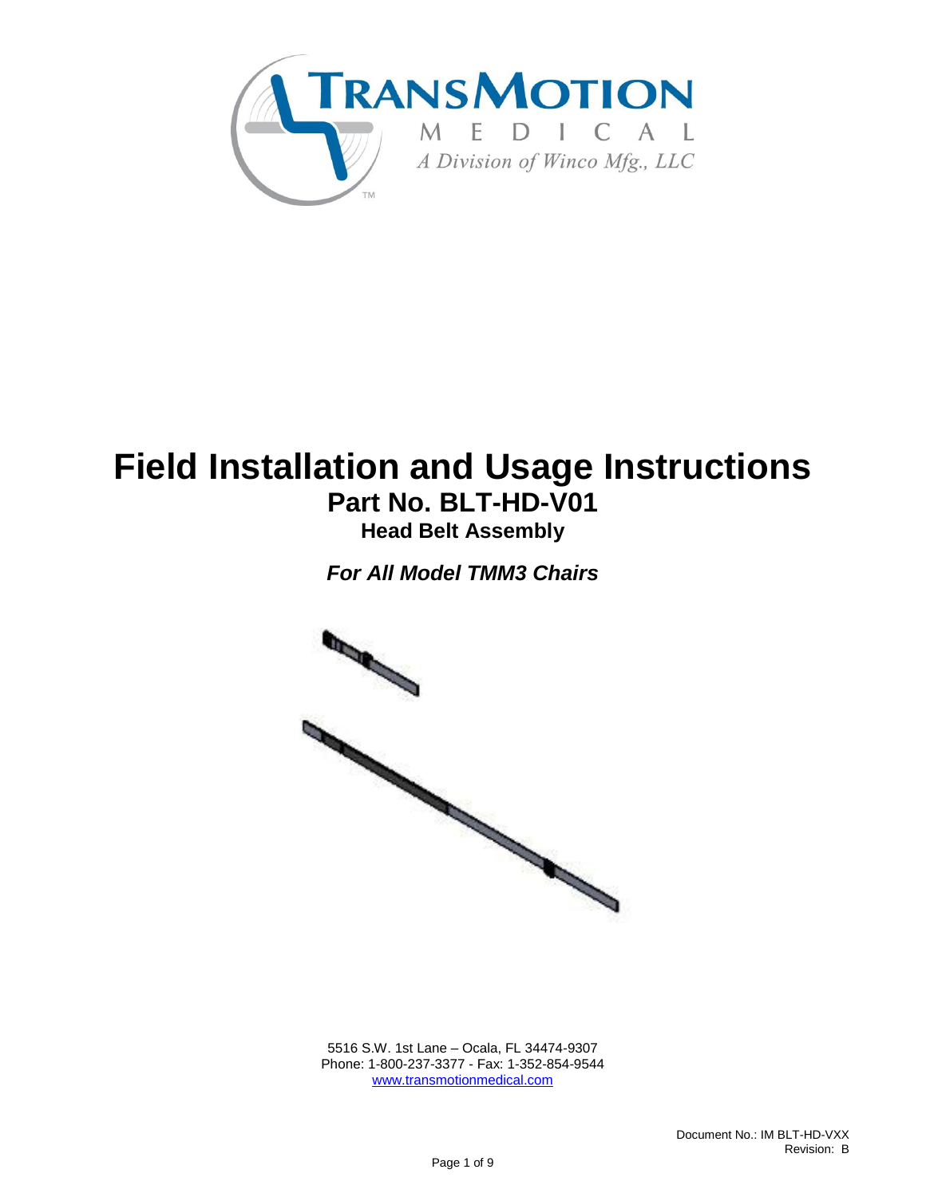TRANSMOTION MEDICAL
A Division of Winco Mfg., LLC

# Field Installation and Usage Instructions

## Part No. BLT-HD-V01

### Head Belt Assembly

***For All Model TMM3 Chairs***

5516 S.W. 1st Lane – Ocala, FL 34474-9307
Phone: 1-800-237-3377 - Fax: 1-352-854-9544
www.transmotionmedical.com

Document No.: IM BLT-HD-VXX
Revision: B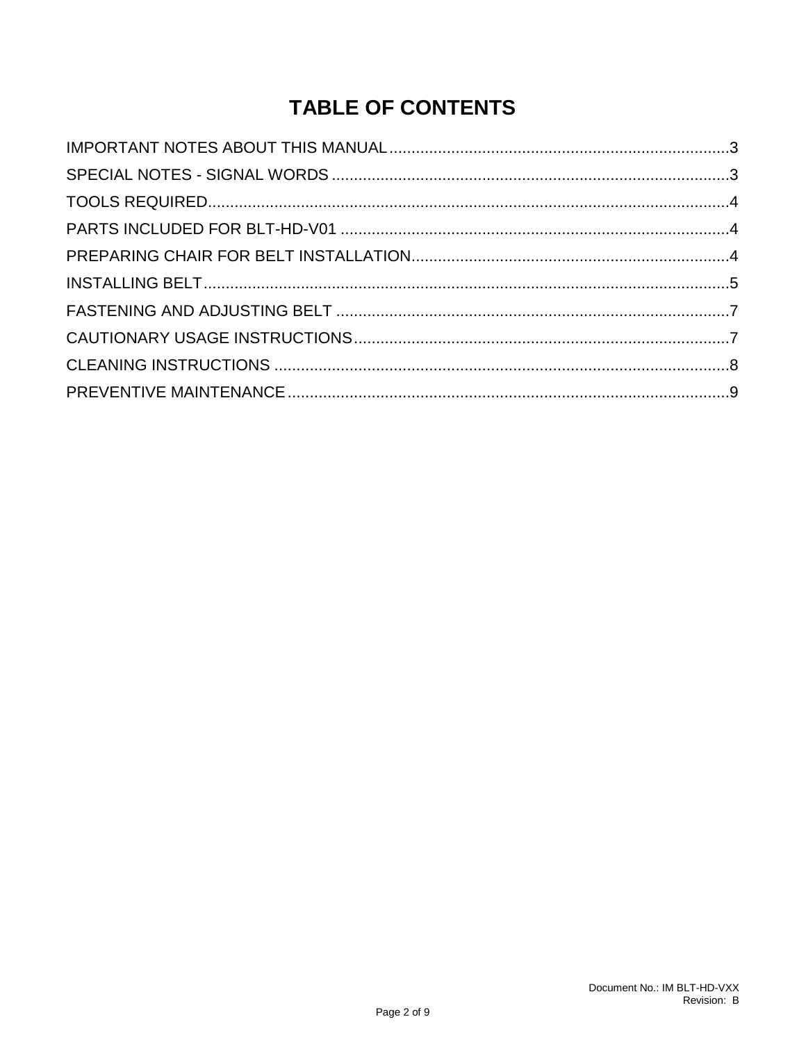# TABLE OF CONTENTS

IMPORTANT NOTES ABOUT THIS MANUAL ........................................................................... 3
SPECIAL NOTES - SIGNAL WORDS ............................................................................. 3
TOOLS REQUIRED ........................................................................................................ 4
PARTS INCLUDED FOR BLT-HD-V01 ............................................................................ 4
PREPARING CHAIR FOR BELT INSTALLATION ............................................................ 4
INSTALLING BELT ......................................................................................................... 5
FASTENING AND ADJUSTING BELT ............................................................................ 7
CAUTIONARY USAGE INSTRUCTIONS ......................................................................... 7
CLEANING INSTRUCTIONS .......................................................................................... 8
PREVENTIVE MAINTENANCE ....................................................................................... 9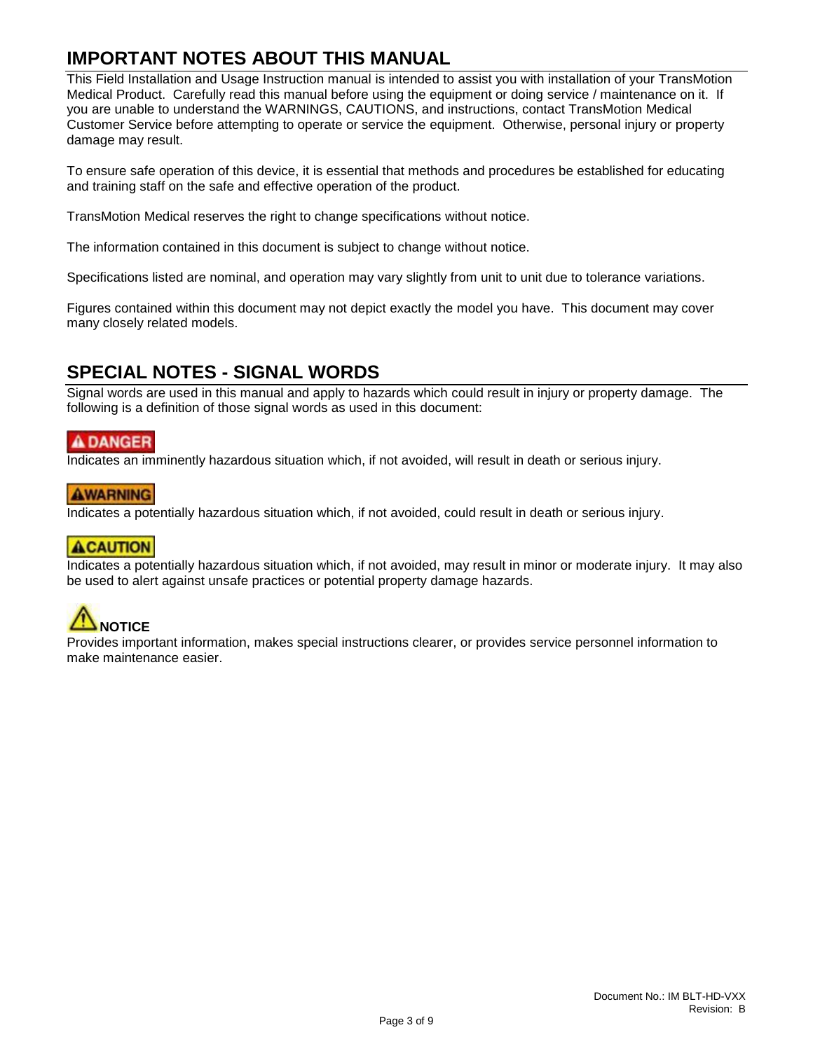## IMPORTANT NOTES ABOUT THIS MANUAL

This Field Installation and Usage Instruction manual is intended to assist you with installation of your TransMotion Medical Product. Carefully read this manual before using the equipment or doing service / maintenance on it. If you are unable to understand the WARNINGS, CAUTIONS, and instructions, contact TransMotion Medical Customer Service before attempting to operate or service the equipment. Otherwise, personal injury or property damage may result.

To ensure safe operation of this device, it is essential that methods and procedures be established for educating and training staff on the safe and effective operation of the product.

TransMotion Medical reserves the right to change specifications without notice.

The information contained in this document is subject to change without notice.

Specifications listed are nominal, and operation may vary slightly from unit to unit due to tolerance variations.

Figures contained within this document may not depict exactly the model you have. This document may cover many closely related models.

## SPECIAL NOTES - SIGNAL WORDS

Signal words are used in this manual and apply to hazards which could result in injury or property damage. The following is a definition of those signal words as used in this document:

**⚠ DANGER**

Indicates an imminently hazardous situation which, if not avoided, will result in death or serious injury.

**⚠WARNING**

Indicates a potentially hazardous situation which, if not avoided, could result in death or serious injury.

**⚠CAUTION**

Indicates a potentially hazardous situation which, if not avoided, may result in minor or moderate injury. It may also be used to alert against unsafe practices or potential property damage hazards.

**⚠ NOTICE**

Provides important information, makes special instructions clearer, or provides service personnel information to make maintenance easier.

Document No.: IM BLT-HD-VXX
Revision: B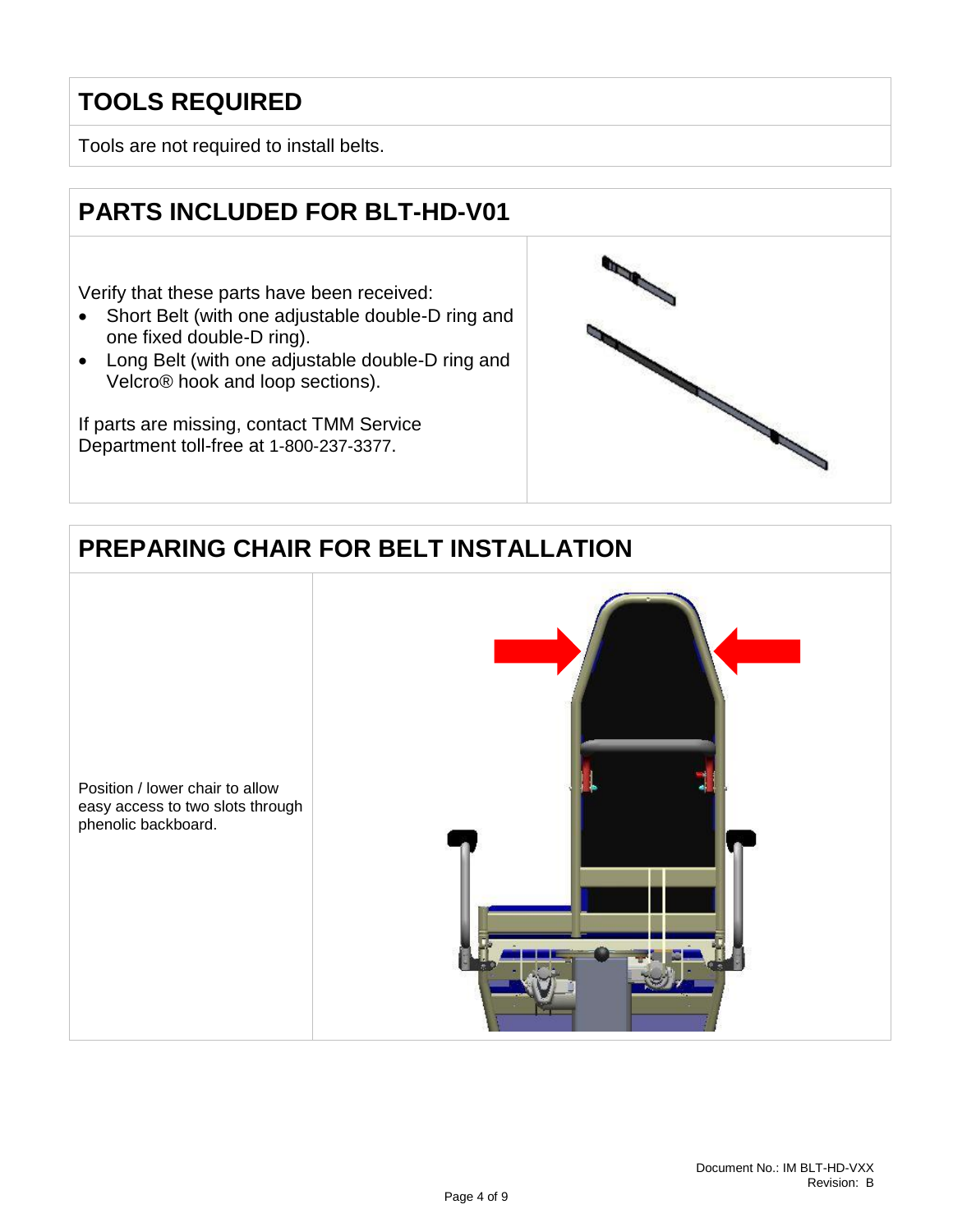## TOOLS REQUIRED

Tools are not required to install belts.

## PARTS INCLUDED FOR BLT-HD-V01

Verify that these parts have been received:

- Short Belt (with one adjustable double-D ring and one fixed double-D ring).
- Long Belt (with one adjustable double-D ring and Velcro® hook and loop sections).

If parts are missing, contact TMM Service Department toll-free at 1-800-237-3377.

## PREPARING CHAIR FOR BELT INSTALLATION

Position / lower chair to allow easy access to two slots through phenolic backboard.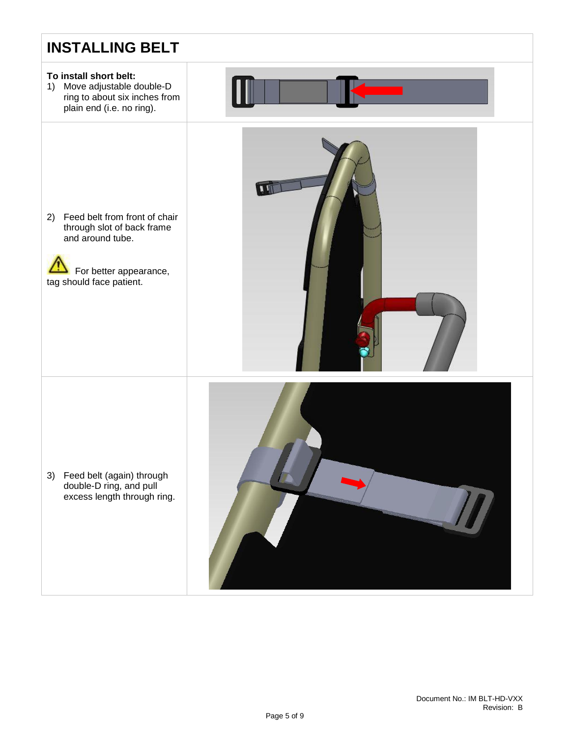# INSTALLING BELT

**To install short belt:**

1) Move adjustable double-D ring to about six inches from plain end (i.e. no ring).

2) Feed belt from front of chair through slot of back frame and around tube.

⚠ For better appearance, tag should face patient.

3) Feed belt (again) through double-D ring, and pull excess length through ring.

Document No.: IM BLT-HD-VXX
Revision: B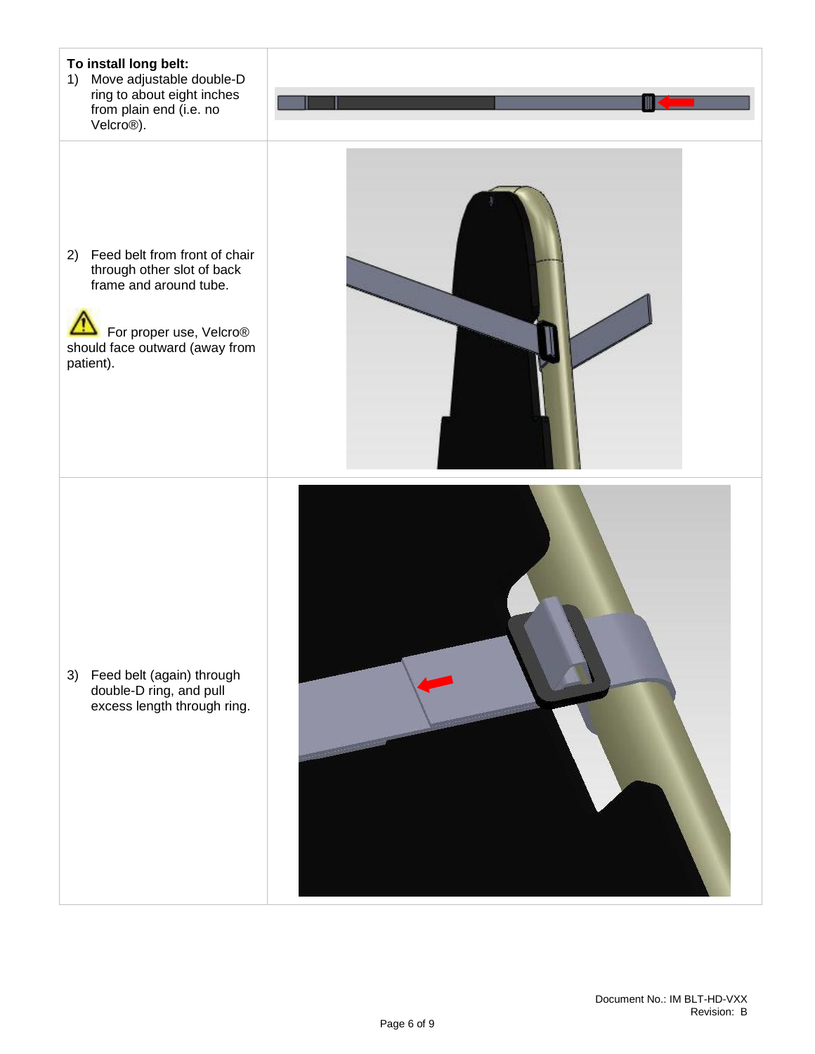**To install long belt:**

1) Move adjustable double-D ring to about eight inches from plain end (i.e. no Velcro®).

2) Feed belt from front of chair through other slot of back frame and around tube.

⚠ For proper use, Velcro® should face outward (away from patient).

3) Feed belt (again) through double-D ring, and pull excess length through ring.

Document No.: IM BLT-HD-VXX
Revision: B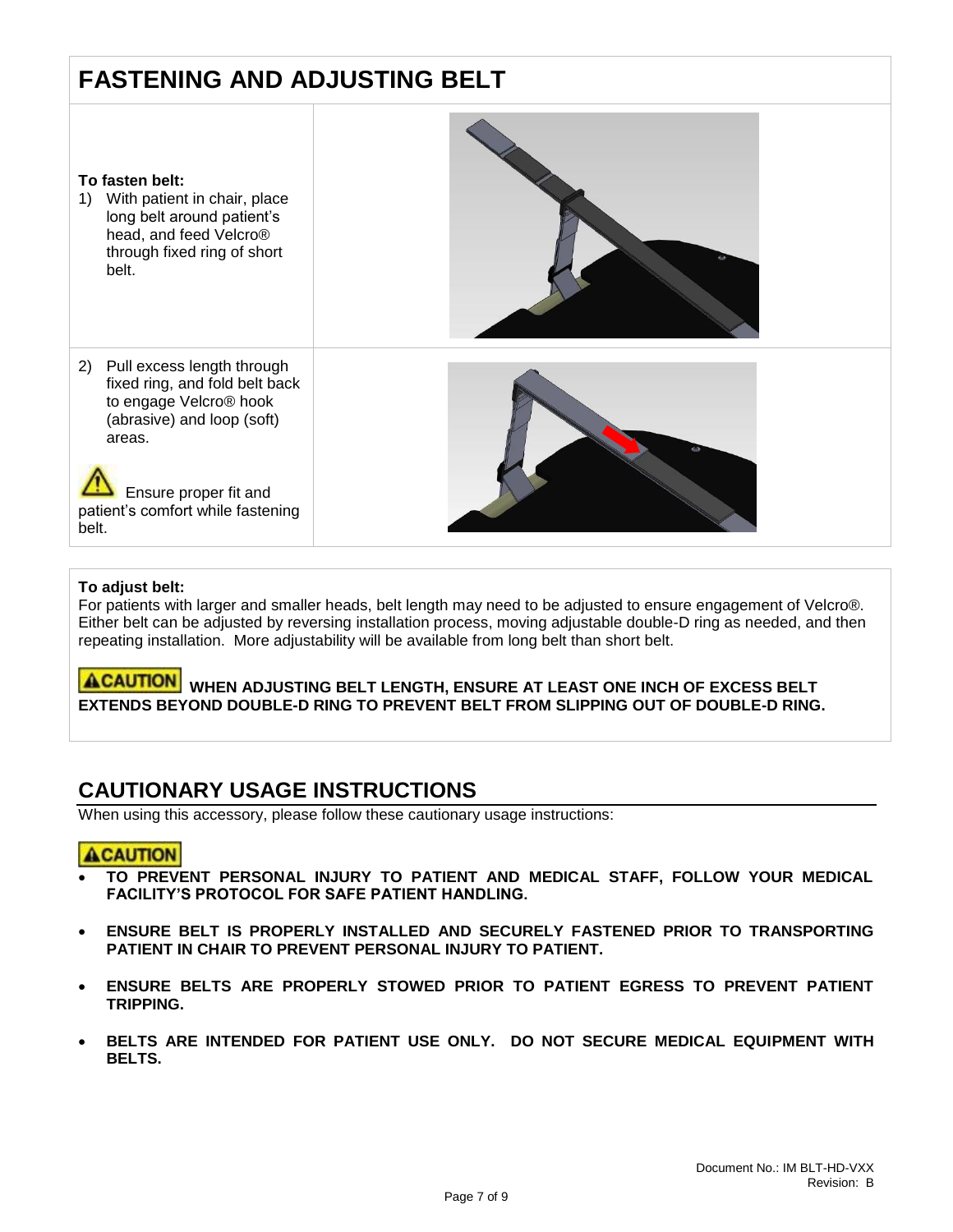## FASTENING AND ADJUSTING BELT

**To fasten belt:**

1) With patient in chair, place long belt around patient's head, and feed Velcro® through fixed ring of short belt.

2) Pull excess length through fixed ring, and fold belt back to engage Velcro® hook (abrasive) and loop (soft) areas.

⚠ Ensure proper fit and patient's comfort while fastening belt.

**To adjust belt:**

For patients with larger and smaller heads, belt length may need to be adjusted to ensure engagement of Velcro®. Either belt can be adjusted by reversing installation process, moving adjustable double-D ring as needed, and then repeating installation. More adjustability will be available from long belt than short belt.

**⚠CAUTION WHEN ADJUSTING BELT LENGTH, ENSURE AT LEAST ONE INCH OF EXCESS BELT EXTENDS BEYOND DOUBLE-D RING TO PREVENT BELT FROM SLIPPING OUT OF DOUBLE-D RING.**

## CAUTIONARY USAGE INSTRUCTIONS

When using this accessory, please follow these cautionary usage instructions:

**⚠CAUTION**

- **TO PREVENT PERSONAL INJURY TO PATIENT AND MEDICAL STAFF, FOLLOW YOUR MEDICAL FACILITY'S PROTOCOL FOR SAFE PATIENT HANDLING.**
- **ENSURE BELT IS PROPERLY INSTALLED AND SECURELY FASTENED PRIOR TO TRANSPORTING PATIENT IN CHAIR TO PREVENT PERSONAL INJURY TO PATIENT.**
- **ENSURE BELTS ARE PROPERLY STOWED PRIOR TO PATIENT EGRESS TO PREVENT PATIENT TRIPPING.**
- **BELTS ARE INTENDED FOR PATIENT USE ONLY. DO NOT SECURE MEDICAL EQUIPMENT WITH BELTS.**

Document No.: IM BLT-HD-VXX
Revision: B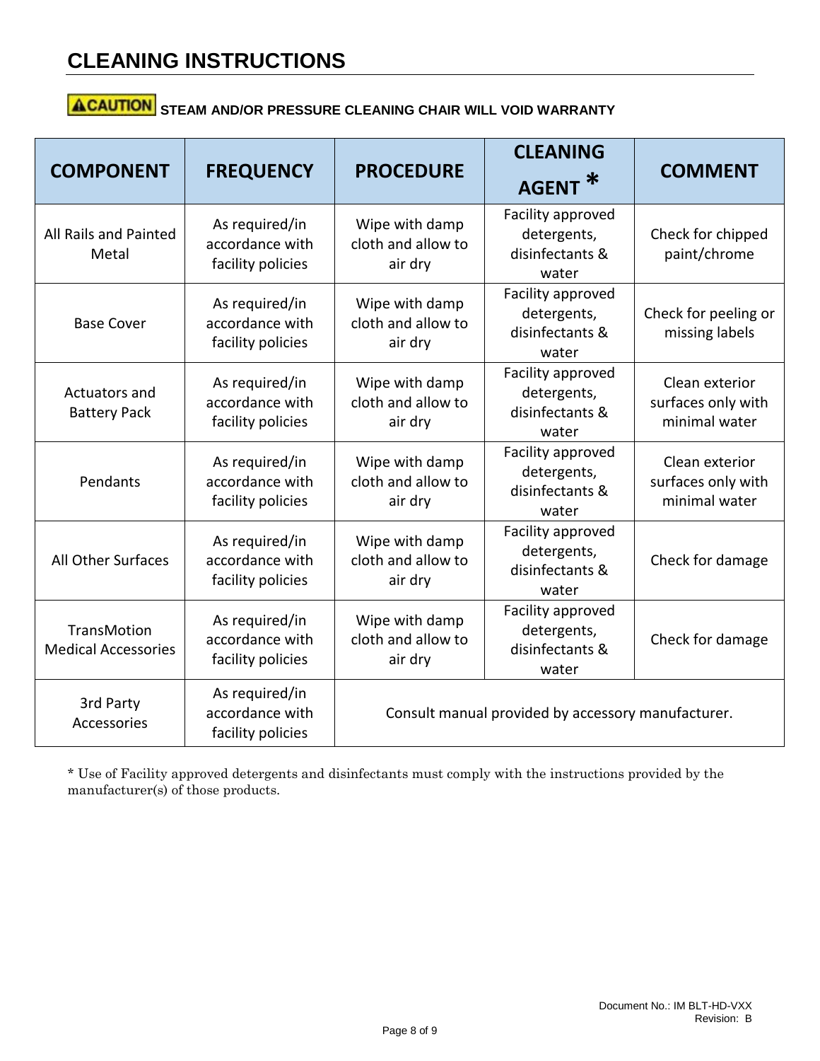# CLEANING INSTRUCTIONS

**CAUTION** **STEAM AND/OR PRESSURE CLEANING CHAIR WILL VOID WARRANTY**

| COMPONENT | FREQUENCY | PROCEDURE | CLEANING AGENT * | COMMENT |
|---|---|---|---|---|
| All Rails and Painted Metal | As required/in accordance with facility policies | Wipe with damp cloth and allow to air dry | Facility approved detergents, disinfectants & water | Check for chipped paint/chrome |
| Base Cover | As required/in accordance with facility policies | Wipe with damp cloth and allow to air dry | Facility approved detergents, disinfectants & water | Check for peeling or missing labels |
| Actuators and Battery Pack | As required/in accordance with facility policies | Wipe with damp cloth and allow to air dry | Facility approved detergents, disinfectants & water | Clean exterior surfaces only with minimal water |
| Pendants | As required/in accordance with facility policies | Wipe with damp cloth and allow to air dry | Facility approved detergents, disinfectants & water | Clean exterior surfaces only with minimal water |
| All Other Surfaces | As required/in accordance with facility policies | Wipe with damp cloth and allow to air dry | Facility approved detergents, disinfectants & water | Check for damage |
| TransMotion Medical Accessories | As required/in accordance with facility policies | Wipe with damp cloth and allow to air dry | Facility approved detergents, disinfectants & water | Check for damage |
| 3rd Party Accessories | As required/in accordance with facility policies | Consult manual provided by accessory manufacturer. | | |

* Use of Facility approved detergents and disinfectants must comply with the instructions provided by the manufacturer(s) of those products.

Document No.: IM BLT-HD-VXX
Revision: B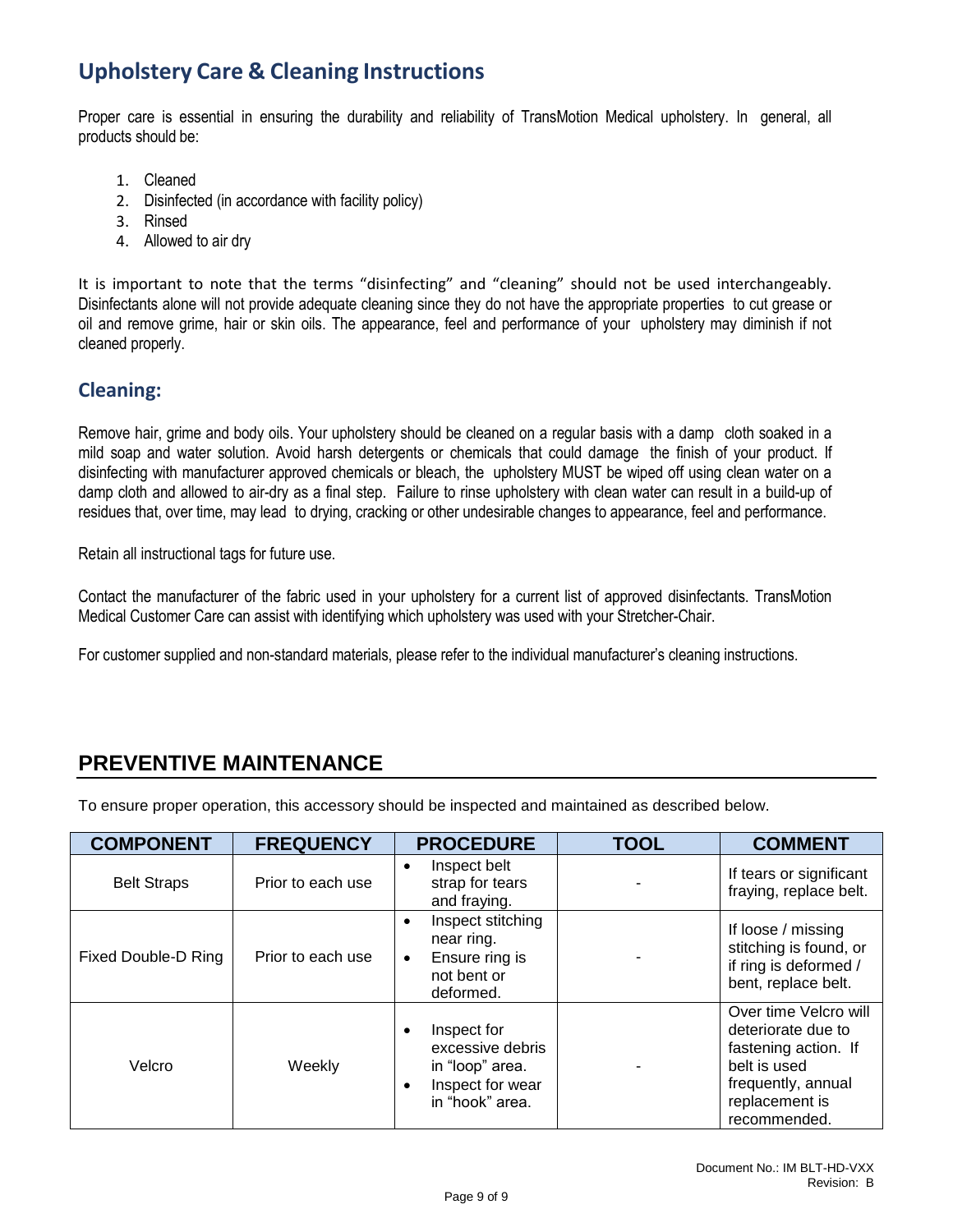## Upholstery Care & Cleaning Instructions

Proper care is essential in ensuring the durability and reliability of TransMotion Medical upholstery. In general, all products should be:

1. Cleaned
2. Disinfected (in accordance with facility policy)
3. Rinsed
4. Allowed to air dry

It is important to note that the terms "disinfecting" and "cleaning" should not be used interchangeably. Disinfectants alone will not provide adequate cleaning since they do not have the appropriate properties to cut grease or oil and remove grime, hair or skin oils. The appearance, feel and performance of your upholstery may diminish if not cleaned properly.

### Cleaning:

Remove hair, grime and body oils. Your upholstery should be cleaned on a regular basis with a damp cloth soaked in a mild soap and water solution. Avoid harsh detergents or chemicals that could damage the finish of your product. If disinfecting with manufacturer approved chemicals or bleach, the upholstery MUST be wiped off using clean water on a damp cloth and allowed to air-dry as a final step. Failure to rinse upholstery with clean water can result in a build-up of residues that, over time, may lead to drying, cracking or other undesirable changes to appearance, feel and performance.

Retain all instructional tags for future use.

Contact the manufacturer of the fabric used in your upholstery for a current list of approved disinfectants. TransMotion Medical Customer Care can assist with identifying which upholstery was used with your Stretcher-Chair.

For customer supplied and non-standard materials, please refer to the individual manufacturer's cleaning instructions.

## PREVENTIVE MAINTENANCE

To ensure proper operation, this accessory should be inspected and maintained as described below.

| COMPONENT | FREQUENCY | PROCEDURE | TOOL | COMMENT |
|---|---|---|---|---|
| Belt Straps | Prior to each use | • Inspect belt strap for tears and fraying. | - | If tears or significant fraying, replace belt. |
| Fixed Double-D Ring | Prior to each use | • Inspect stitching near ring.<br>• Ensure ring is not bent or deformed. | - | If loose / missing stitching is found, or if ring is deformed / bent, replace belt. |
| Velcro | Weekly | • Inspect for excessive debris in "loop" area.<br>• Inspect for wear in "hook" area. | - | Over time Velcro will deteriorate due to fastening action. If belt is used frequently, annual replacement is recommended. |

Document No.: IM BLT-HD-VXX
Revision: B